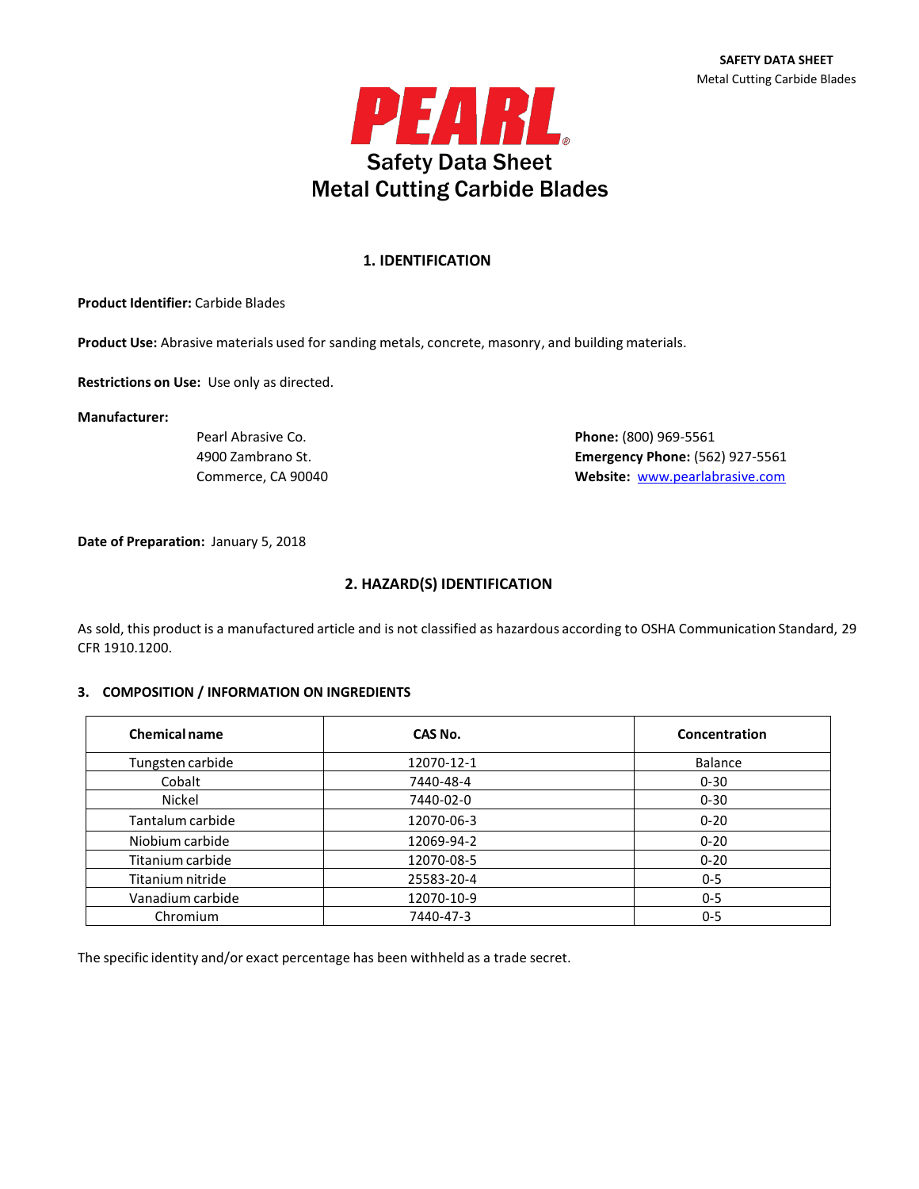PEARL

# Safety Data Sheet
# Metal Cutting Carbide Blades

## 1. IDENTIFICATION

**Product Identifier:** Carbide Blades

**Product Use:** Abrasive materials used for sanding metals, concrete, masonry, and building materials.

**Restrictions on Use:** Use only as directed.

**Manufacturer:**

Pearl Abrasive Co.
4900 Zambrano St.
Commerce, CA 90040

**Phone:** (800) 969-5561
**Emergency Phone:** (562) 927-5561
**Website:** www.pearlabrasive.com

**Date of Preparation:** January 5, 2018

## 2. HAZARD(S) IDENTIFICATION

As sold, this product is a manufactured article and is not classified as hazardous according to OSHA Communication Standard, 29 CFR 1910.1200.

## 3. COMPOSITION / INFORMATION ON INGREDIENTS

| Chemical name | CAS No. | Concentration |
|---|---|---|
| Tungsten carbide | 12070-12-1 | Balance |
| Cobalt | 7440-48-4 | 0-30 |
| Nickel | 7440-02-0 | 0-30 |
| Tantalum carbide | 12070-06-3 | 0-20 |
| Niobium carbide | 12069-94-2 | 0-20 |
| Titanium carbide | 12070-08-5 | 0-20 |
| Titanium nitride | 25583-20-4 | 0-5 |
| Vanadium carbide | 12070-10-9 | 0-5 |
| Chromium | 7440-47-3 | 0-5 |

The specific identity and/or exact percentage has been withheld as a trade secret.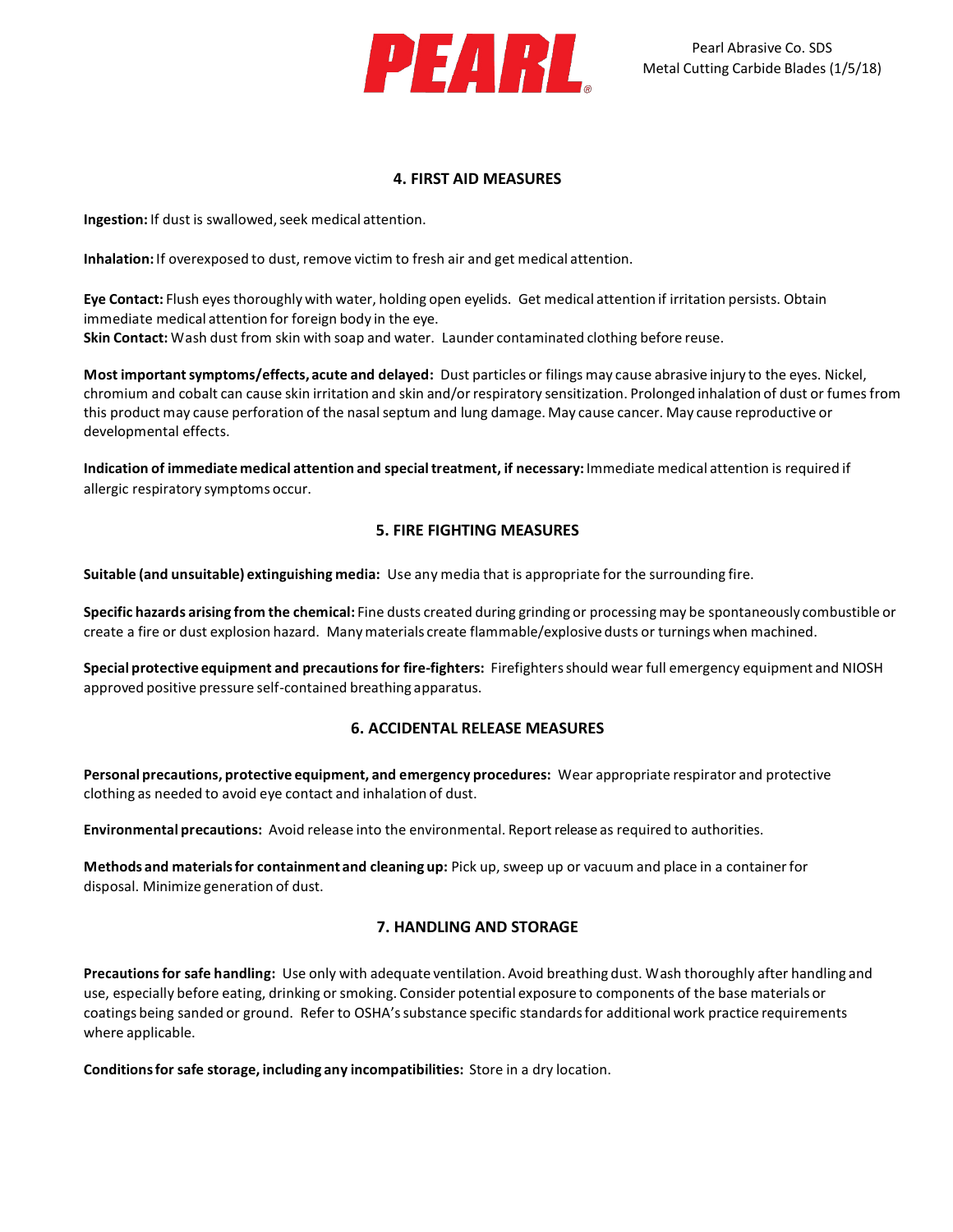## 4. FIRST AID MEASURES

**Ingestion:** If dust is swallowed, seek medical attention.

**Inhalation:** If overexposed to dust, remove victim to fresh air and get medical attention.

**Eye Contact:** Flush eyes thoroughly with water, holding open eyelids. Get medical attention if irritation persists. Obtain immediate medical attention for foreign body in the eye.

**Skin Contact:** Wash dust from skin with soap and water. Launder contaminated clothing before reuse.

**Most important symptoms/effects, acute and delayed:** Dust particles or filings may cause abrasive injury to the eyes. Nickel, chromium and cobalt can cause skin irritation and skin and/or respiratory sensitization. Prolonged inhalation of dust or fumes from this product may cause perforation of the nasal septum and lung damage. May cause cancer. May cause reproductive or developmental effects.

**Indication of immediate medical attention and special treatment, if necessary:** Immediate medical attention is required if allergic respiratory symptoms occur.

## 5. FIRE FIGHTING MEASURES

**Suitable (and unsuitable) extinguishing media:** Use any media that is appropriate for the surrounding fire.

**Specific hazards arising from the chemical:** Fine dusts created during grinding or processing may be spontaneously combustible or create a fire or dust explosion hazard. Many materials create flammable/explosive dusts or turnings when machined.

**Special protective equipment and precautions for fire-fighters:** Firefighters should wear full emergency equipment and NIOSH approved positive pressure self-contained breathing apparatus.

## 6. ACCIDENTAL RELEASE MEASURES

**Personal precautions, protective equipment, and emergency procedures:** Wear appropriate respirator and protective clothing as needed to avoid eye contact and inhalation of dust.

**Environmental precautions:** Avoid release into the environmental. Report release as required to authorities.

**Methods and materials for containment and cleaning up:** Pick up, sweep up or vacuum and place in a container for disposal. Minimize generation of dust.

## 7. HANDLING AND STORAGE

**Precautions for safe handling:** Use only with adequate ventilation. Avoid breathing dust. Wash thoroughly after handling and use, especially before eating, drinking or smoking. Consider potential exposure to components of the base materials or coatings being sanded or ground. Refer to OSHA's substance specific standards for additional work practice requirements where applicable.

**Conditions for safe storage, including any incompatibilities:** Store in a dry location.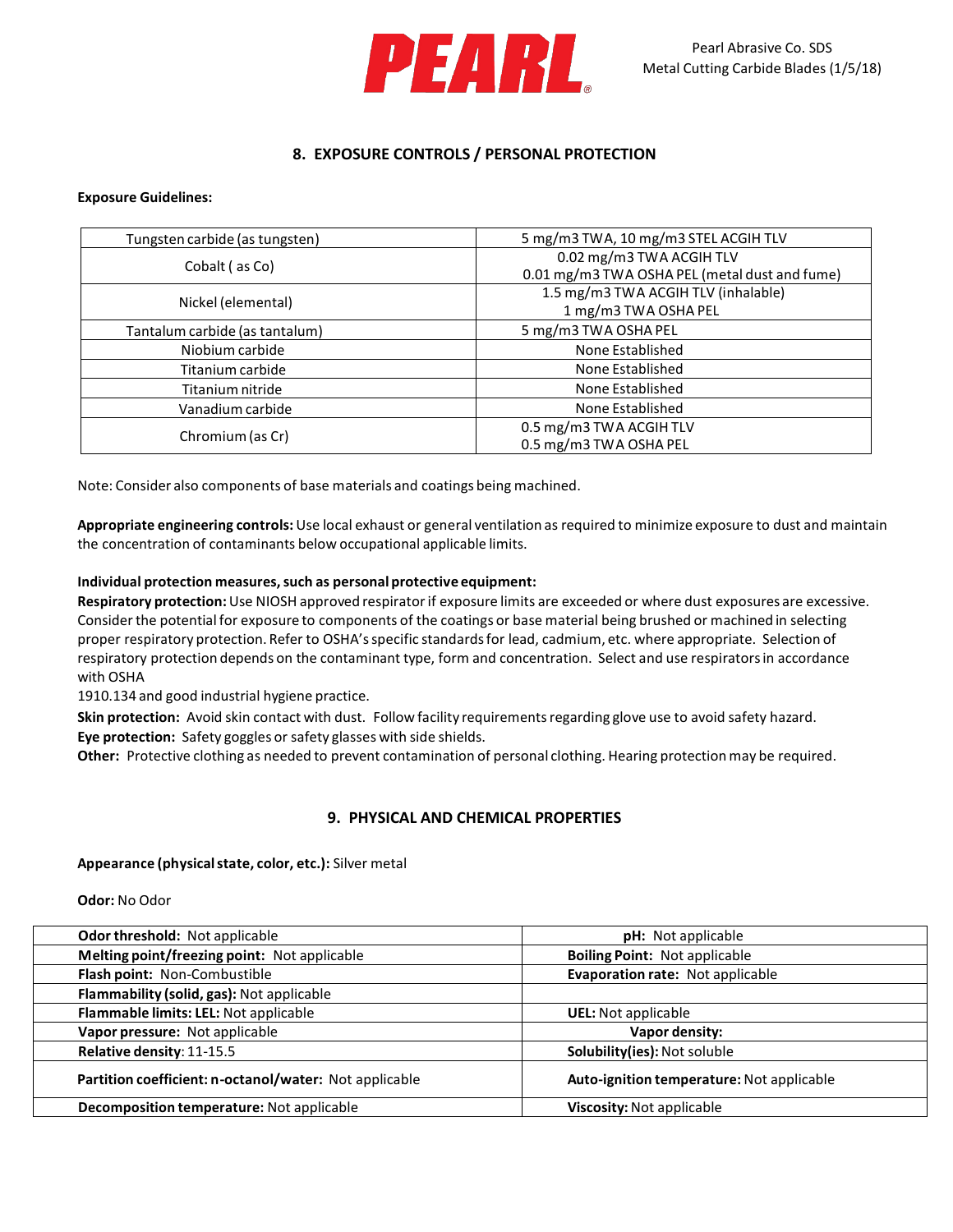## 8. EXPOSURE CONTROLS / PERSONAL PROTECTION

**Exposure Guidelines:**

| | |
|---|---|
| Tungsten carbide (as tungsten) | 5 mg/m3 TWA, 10 mg/m3 STEL ACGIH TLV |
| Cobalt ( as Co) | 0.02 mg/m3 TWA ACGIH TLV<br>0.01 mg/m3 TWA OSHA PEL (metal dust and fume) |
| Nickel (elemental) | 1.5 mg/m3 TWA ACGIH TLV (inhalable)<br>1 mg/m3 TWA OSHA PEL |
| Tantalum carbide (as tantalum) | 5 mg/m3 TWA OSHA PEL |
| Niobium carbide | None Established |
| Titanium carbide | None Established |
| Titanium nitride | None Established |
| Vanadium carbide | None Established |
| Chromium (as Cr) | 0.5 mg/m3 TWA ACGIH TLV<br>0.5 mg/m3 TWA OSHA PEL |

Note: Consider also components of base materials and coatings being machined.

**Appropriate engineering controls:** Use local exhaust or general ventilation as required to minimize exposure to dust and maintain the concentration of contaminants below occupational applicable limits.

**Individual protection measures, such as personal protective equipment:**
**Respiratory protection:** Use NIOSH approved respirator if exposure limits are exceeded or where dust exposures are excessive. Consider the potential for exposure to components of the coatings or base material being brushed or machined in selecting proper respiratory protection. Refer to OSHA's specific standards for lead, cadmium, etc. where appropriate. Selection of respiratory protection depends on the contaminant type, form and concentration. Select and use respirators in accordance with OSHA
1910.134 and good industrial hygiene practice.
**Skin protection:** Avoid skin contact with dust. Follow facility requirements regarding glove use to avoid safety hazard.
**Eye protection:** Safety goggles or safety glasses with side shields.
**Other:** Protective clothing as needed to prevent contamination of personal clothing. Hearing protection may be required.

## 9. PHYSICAL AND CHEMICAL PROPERTIES

**Appearance (physical state, color, etc.):** Silver metal

**Odor:** No Odor

| | |
|---|---|
| **Odor threshold:** Not applicable | **pH:** Not applicable |
| **Melting point/freezing point:** Not applicable | **Boiling Point:** Not applicable |
| **Flash point:** Non-Combustible | **Evaporation rate:** Not applicable |
| **Flammability (solid, gas):** Not applicable | |
| **Flammable limits: LEL:** Not applicable | **UEL:** Not applicable |
| **Vapor pressure:** Not applicable | **Vapor density:** |
| **Relative density**: 11-15.5 | **Solubility(ies):** Not soluble |
| **Partition coefficient: n-octanol/water:** Not applicable | **Auto-ignition temperature:** Not applicable |
| **Decomposition temperature:** Not applicable | **Viscosity:** Not applicable |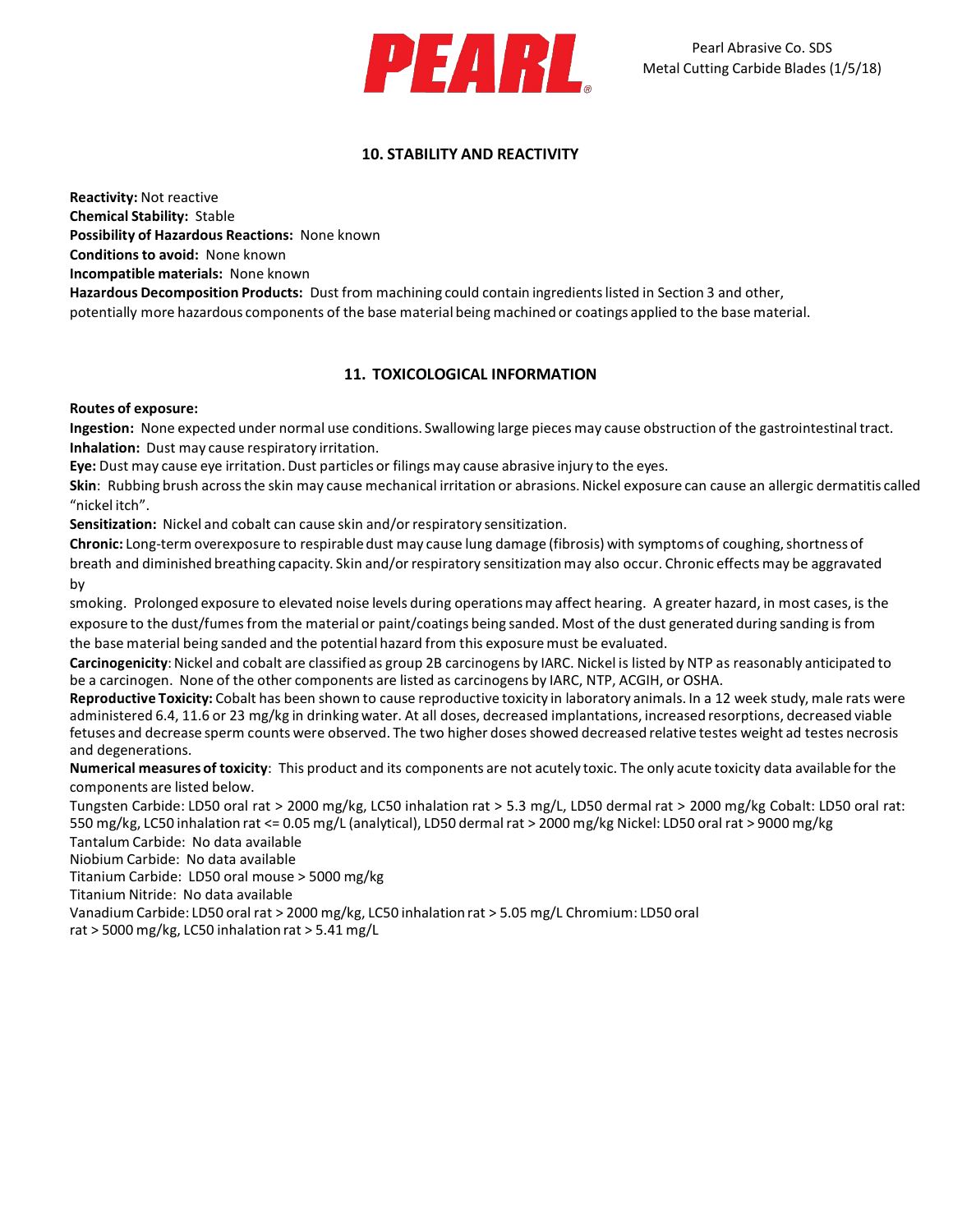## 10. STABILITY AND REACTIVITY

**Reactivity:** Not reactive
**Chemical Stability:** Stable
**Possibility of Hazardous Reactions:** None known
**Conditions to avoid:** None known
**Incompatible materials:** None known
**Hazardous Decomposition Products:** Dust from machining could contain ingredients listed in Section 3 and other, potentially more hazardous components of the base material being machined or coatings applied to the base material.

## 11. TOXICOLOGICAL INFORMATION

**Routes of exposure:**

**Ingestion:** None expected under normal use conditions. Swallowing large pieces may cause obstruction of the gastrointestinal tract.
**Inhalation:** Dust may cause respiratory irritation.
**Eye:** Dust may cause eye irritation. Dust particles or filings may cause abrasive injury to the eyes.
**Skin**: Rubbing brush across the skin may cause mechanical irritation or abrasions. Nickel exposure can cause an allergic dermatitis called "nickel itch".
**Sensitization:** Nickel and cobalt can cause skin and/or respiratory sensitization.
**Chronic:** Long-term overexposure to respirable dust may cause lung damage (fibrosis) with symptoms of coughing, shortness of breath and diminished breathing capacity. Skin and/or respiratory sensitization may also occur. Chronic effects may be aggravated by smoking. Prolonged exposure to elevated noise levels during operations may affect hearing. A greater hazard, in most cases, is the exposure to the dust/fumes from the material or paint/coatings being sanded. Most of the dust generated during sanding is from the base material being sanded and the potential hazard from this exposure must be evaluated.
**Carcinogenicity**: Nickel and cobalt are classified as group 2B carcinogens by IARC. Nickel is listed by NTP as reasonably anticipated to be a carcinogen. None of the other components are listed as carcinogens by IARC, NTP, ACGIH, or OSHA.
**Reproductive Toxicity:** Cobalt has been shown to cause reproductive toxicity in laboratory animals. In a 12 week study, male rats were administered 6.4, 11.6 or 23 mg/kg in drinking water. At all doses, decreased implantations, increased resorptions, decreased viable fetuses and decrease sperm counts were observed. The two higher doses showed decreased relative testes weight ad testes necrosis and degenerations.
**Numerical measures of toxicity**: This product and its components are not acutely toxic. The only acute toxicity data available for the components are listed below.
Tungsten Carbide: LD50 oral rat > 2000 mg/kg, LC50 inhalation rat > 5.3 mg/L, LD50 dermal rat > 2000 mg/kg Cobalt: LD50 oral rat: 550 mg/kg, LC50 inhalation rat <= 0.05 mg/L (analytical), LD50 dermal rat > 2000 mg/kg Nickel: LD50 oral rat > 9000 mg/kg
Tantalum Carbide: No data available
Niobium Carbide: No data available
Titanium Carbide: LD50 oral mouse > 5000 mg/kg
Titanium Nitride: No data available
Vanadium Carbide: LD50 oral rat > 2000 mg/kg, LC50 inhalation rat > 5.05 mg/L Chromium: LD50 oral rat > 5000 mg/kg, LC50 inhalation rat > 5.41 mg/L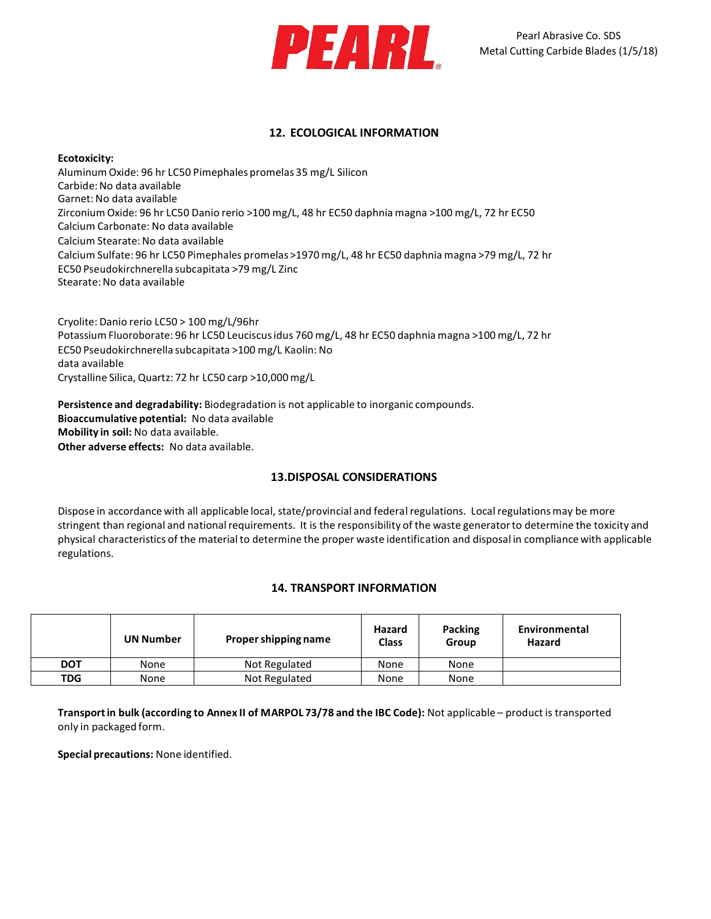## 12. ECOLOGICAL INFORMATION

**Ecotoxicity:**
Aluminum Oxide: 96 hr LC50 Pimephales promelas 35 mg/L Silicon
Carbide: No data available
Garnet: No data available
Zirconium Oxide: 96 hr LC50 Danio rerio >100 mg/L, 48 hr EC50 daphnia magna >100 mg/L, 72 hr EC50
Calcium Carbonate: No data available
Calcium Stearate: No data available
Calcium Sulfate: 96 hr LC50 Pimephales promelas >1970 mg/L, 48 hr EC50 daphnia magna >79 mg/L, 72 hr EC50 Pseudokirchnerella subcapitata >79 mg/L Zinc
Stearate: No data available

Cryolite: Danio rerio LC50 > 100 mg/L/96hr
Potassium Fluoroborate: 96 hr LC50 Leuciscus idus 760 mg/L, 48 hr EC50 daphnia magna >100 mg/L, 72 hr EC50 Pseudokirchnerella subcapitata >100 mg/L Kaolin: No data available
Crystalline Silica, Quartz: 72 hr LC50 carp >10,000 mg/L

**Persistence and degradability:** Biodegradation is not applicable to inorganic compounds.
**Bioaccumulative potential:** No data available
**Mobility in soil:** No data available.
**Other adverse effects:** No data available.

## 13.DISPOSAL CONSIDERATIONS

Dispose in accordance with all applicable local, state/provincial and federal regulations. Local regulations may be more stringent than regional and national requirements. It is the responsibility of the waste generator to determine the toxicity and physical characteristics of the material to determine the proper waste identification and disposal in compliance with applicable regulations.

## 14. TRANSPORT INFORMATION

| | UN Number | Proper shipping name | Hazard Class | Packing Group | Environmental Hazard |
|---|---|---|---|---|---|
| **DOT** | None | Not Regulated | None | None | |
| **TDG** | None | Not Regulated | None | None | |

**Transport in bulk (according to Annex II of MARPOL 73/78 and the IBC Code):** Not applicable – product is transported only in packaged form.

**Special precautions:** None identified.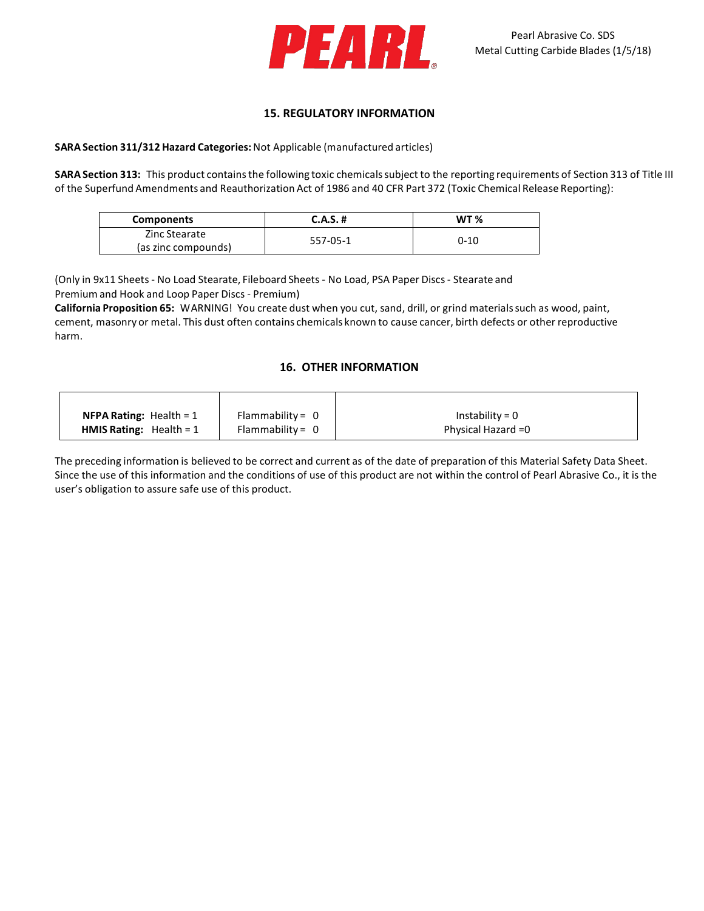## 15. REGULATORY INFORMATION

**SARA Section 311/312 Hazard Categories:** Not Applicable (manufactured articles)

**SARA Section 313:** This product contains the following toxic chemicals subject to the reporting requirements of Section 313 of Title III of the Superfund Amendments and Reauthorization Act of 1986 and 40 CFR Part 372 (Toxic Chemical Release Reporting):

| Components | C.A.S. # | WT % |
|---|---|---|
| Zinc Stearate (as zinc compounds) | 557-05-1 | 0-10 |

(Only in 9x11 Sheets - No Load Stearate, Fileboard Sheets - No Load, PSA Paper Discs - Stearate and Premium and Hook and Loop Paper Discs - Premium)

**California Proposition 65:** WARNING! You create dust when you cut, sand, drill, or grind materials such as wood, paint, cement, masonry or metal. This dust often contains chemicals known to cause cancer, birth defects or other reproductive harm.

## 16. OTHER INFORMATION

| | | |
|---|---|---|
| **NFPA Rating:** Health = 1 | Flammability = 0 | Instability = 0 |
| **HMIS Rating:** Health = 1 | Flammability = 0 | Physical Hazard =0 |

The preceding information is believed to be correct and current as of the date of preparation of this Material Safety Data Sheet. Since the use of this information and the conditions of use of this product are not within the control of Pearl Abrasive Co., it is the user's obligation to assure safe use of this product.